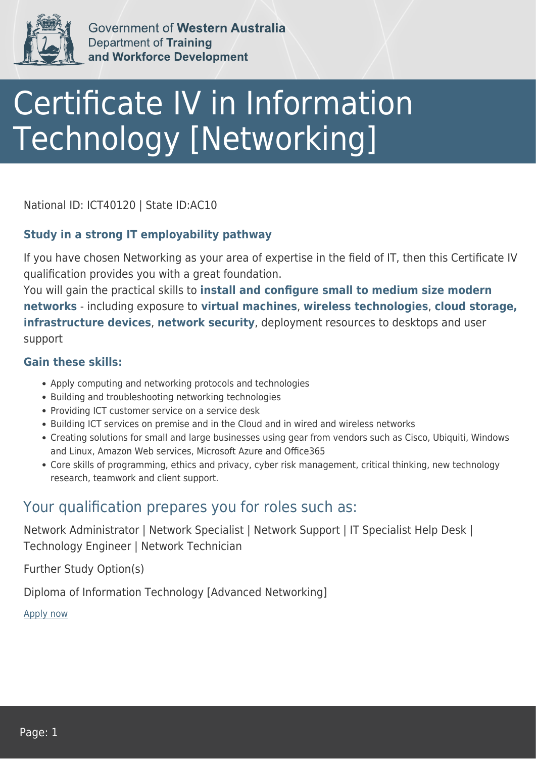Government of **Western Australia**
Department of **Training and Workforce Development**

# Certificate IV in Information Technology [Networking]

National ID: ICT40120 | State ID:AC10

### Study in a strong IT employability pathway

If you have chosen Networking as your area of expertise in the field of IT, then this Certificate IV qualification provides you with a great foundation.
You will gain the practical skills to **install and configure small to medium size modern networks** - including exposure to **virtual machines**, **wireless technologies**, **cloud storage, infrastructure devices**, **network security**, deployment resources to desktops and user support

### Gain these skills:

- Apply computing and networking protocols and technologies
- Building and troubleshooting networking technologies
- Providing ICT customer service on a service desk
- Building ICT services on premise and in the Cloud and in wired and wireless networks
- Creating solutions for small and large businesses using gear from vendors such as Cisco, Ubiquiti, Windows and Linux, Amazon Web services, Microsoft Azure and Office365
- Core skills of programming, ethics and privacy, cyber risk management, critical thinking, new technology research, teamwork and client support.

## Your qualification prepares you for roles such as:

Network Administrator | Network Specialist | Network Support | IT Specialist Help Desk | Technology Engineer | Network Technician

Further Study Option(s)

Diploma of Information Technology [Advanced Networking]

Apply now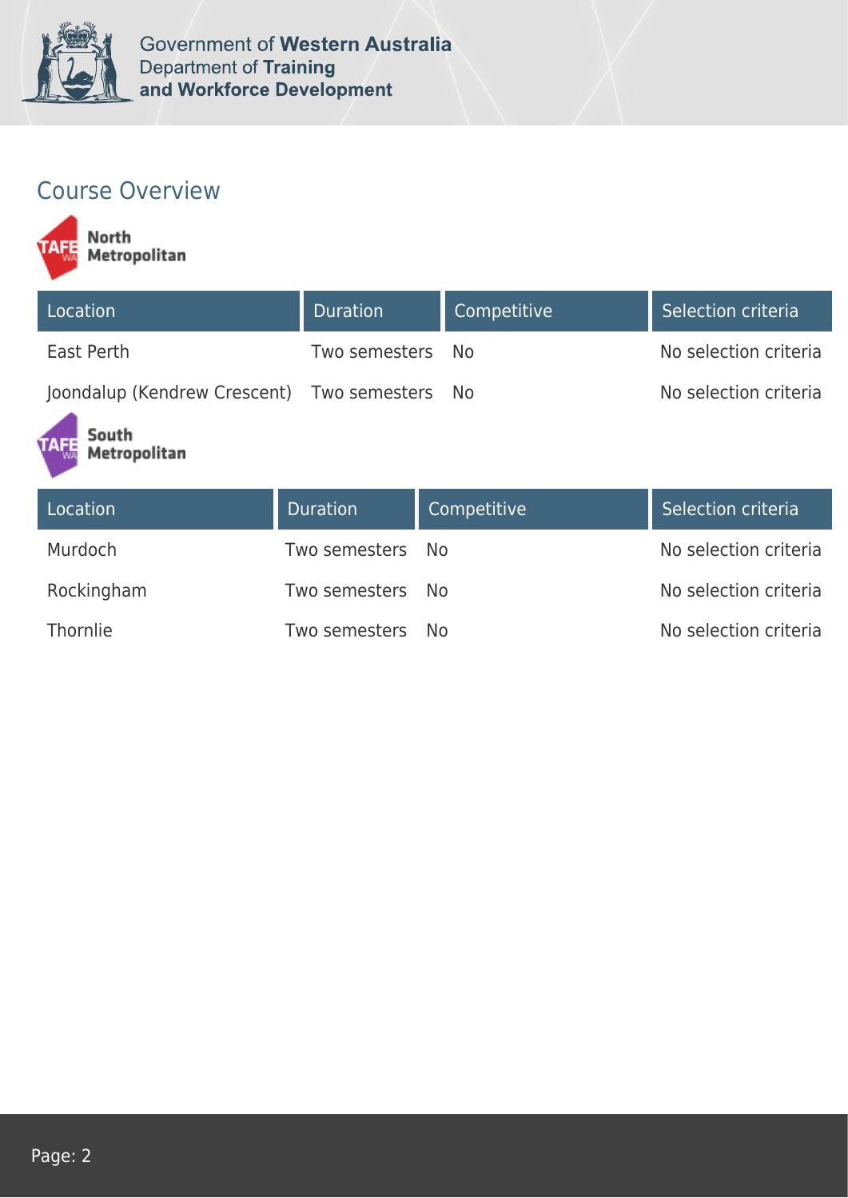## Course Overview

**North Metropolitan**

| Location | Duration | Competitive | Selection criteria |
| --- | --- | --- | --- |
| East Perth | Two semesters | No | No selection criteria |
| Joondalup (Kendrew Crescent) | Two semesters | No | No selection criteria |

**South Metropolitan**

| Location | Duration | Competitive | Selection criteria |
| --- | --- | --- | --- |
| Murdoch | Two semesters | No | No selection criteria |
| Rockingham | Two semesters | No | No selection criteria |
| Thornlie | Two semesters | No | No selection criteria |